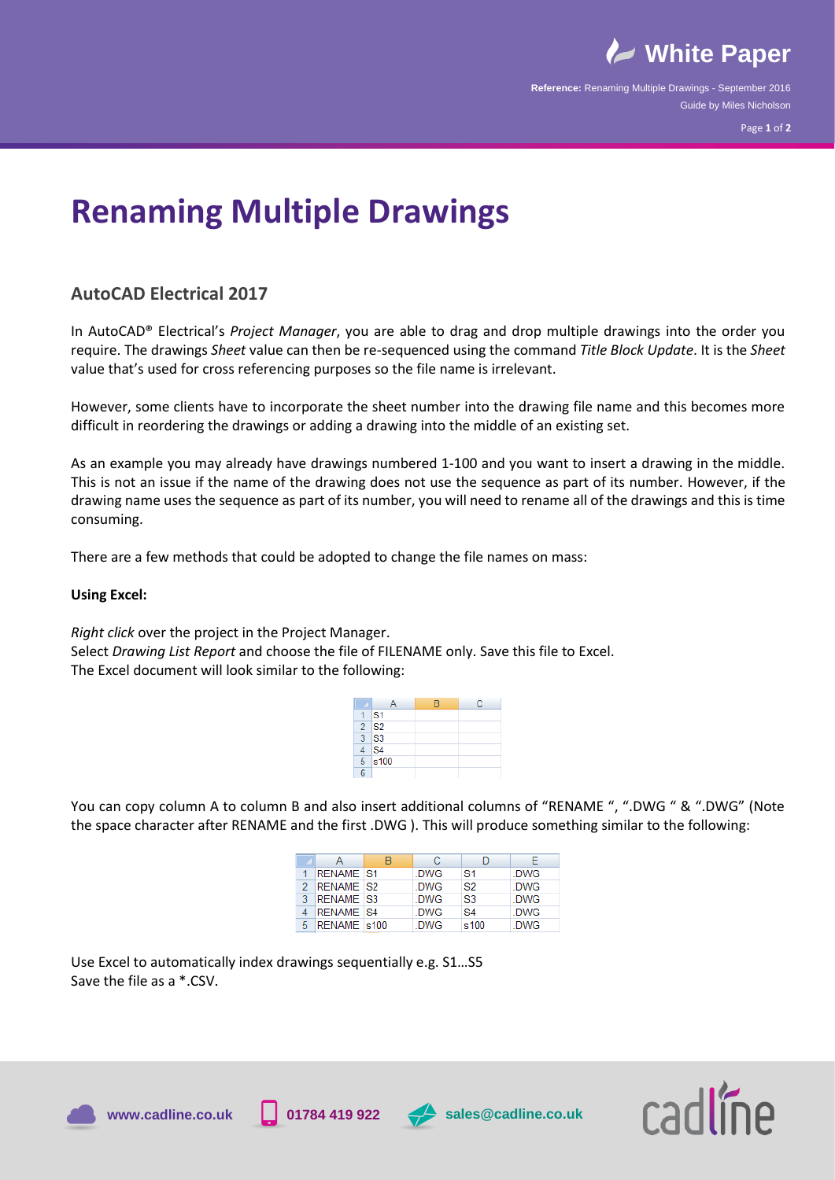# Renaming Multiple Drawings

## AutoCAD Electrical 2017

In AutoCAD® Electrical's *Project Manager*, you are able to drag and drop multiple drawings into the order you require. The drawings *Sheet* value can then be re-sequenced using the command *Title Block Update*. It is the *Sheet* value that's used for cross referencing purposes so the file name is irrelevant.

However, some clients have to incorporate the sheet number into the drawing file name and this becomes more difficult in reordering the drawings or adding a drawing into the middle of an existing set.

As an example you may already have drawings numbered 1-100 and you want to insert a drawing in the middle. This is not an issue if the name of the drawing does not use the sequence as part of its number. However, if the drawing name uses the sequence as part of its number, you will need to rename all of the drawings and this is time consuming.

There are a few methods that could be adopted to change the file names on mass:

**Using Excel:**

*Right click* over the project in the Project Manager.
Select *Drawing List Report* and choose the file of FILENAME only. Save this file to Excel.
The Excel document will look similar to the following:

| | A | B | C |
|---|---|---|---|
| 1 | S1 | | |
| 2 | S2 | | |
| 3 | S3 | | |
| 4 | S4 | | |
| 5 | s100 | | |
| 6 | | | |

You can copy column A to column B and also insert additional columns of "RENAME ", ".DWG " & ".DWG" (Note the space character after RENAME and the first .DWG ). This will produce something similar to the following:

| | A | B | C | D | E |
|---|---|---|---|---|---|
| 1 | RENAME | S1 | .DWG | S1 | .DWG |
| 2 | RENAME | S2 | .DWG | S2 | .DWG |
| 3 | RENAME | S3 | .DWG | S3 | .DWG |
| 4 | RENAME | S4 | .DWG | S4 | .DWG |
| 5 | RENAME | s100 | .DWG | s100 | .DWG |

Use Excel to automatically index drawings sequentially e.g. S1…S5
Save the file as a *.CSV.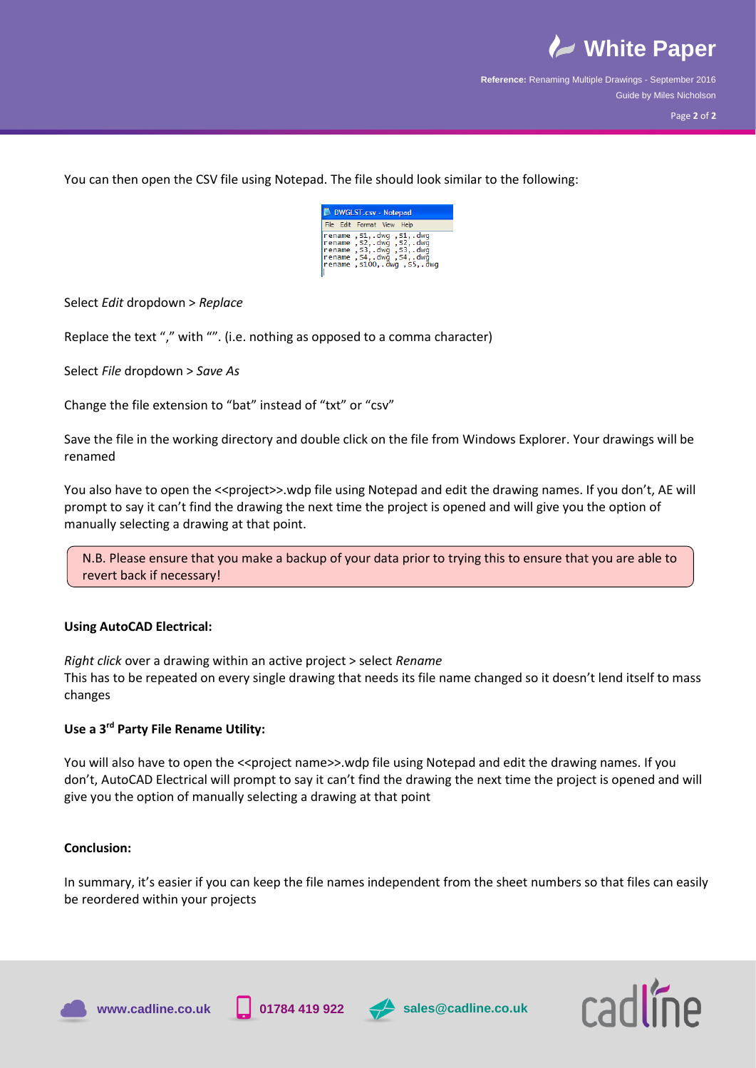You can then open the CSV file using Notepad. The file should look similar to the following:

```
rename ,S1,.dwg ,S1,.dwg
rename ,S2,.dwg ,S2,.dwg
rename ,S3,.dwg ,S3,.dwg
rename ,S4,.dwg ,S4,.dwg
rename ,S100,.dwg ,S5,.dwg
```

Select *Edit* dropdown > *Replace*

Replace the text "," with "". (i.e. nothing as opposed to a comma character)

Select *File* dropdown > *Save As*

Change the file extension to "bat" instead of "txt" or "csv"

Save the file in the working directory and double click on the file from Windows Explorer. Your drawings will be renamed

You also have to open the <<project>>.wdp file using Notepad and edit the drawing names. If you don't, AE will prompt to say it can't find the drawing the next time the project is opened and will give you the option of manually selecting a drawing at that point.

> N.B. Please ensure that you make a backup of your data prior to trying this to ensure that you are able to revert back if necessary!

**Using AutoCAD Electrical:**

*Right click* over a drawing within an active project > select *Rename*
This has to be repeated on every single drawing that needs its file name changed so it doesn't lend itself to mass changes

**Use a 3rd Party File Rename Utility:**

You will also have to open the <<project name>>.wdp file using Notepad and edit the drawing names. If you don't, AutoCAD Electrical will prompt to say it can't find the drawing the next time the project is opened and will give you the option of manually selecting a drawing at that point

**Conclusion:**

In summary, it's easier if you can keep the file names independent from the sheet numbers so that files can easily be reordered within your projects